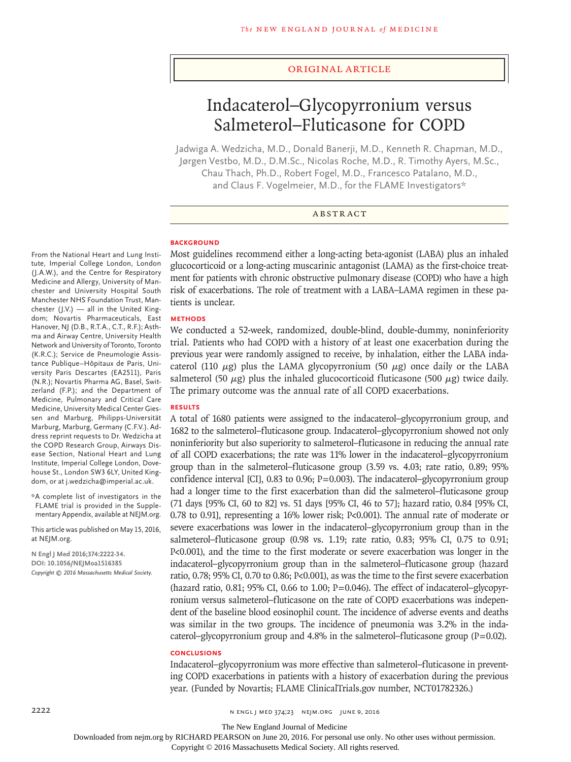Original Article

# Indacaterol–Glycopyrronium versus Salmeterol–Fluticasone for COPD

Jadwiga A. Wedzicha, M.D., Donald Banerji, M.D., Kenneth R. Chapman, M.D., Jørgen Vestbo, M.D., D.M.Sc., Nicolas Roche, M.D., R. Timothy Ayers, M.Sc., Chau Thach, Ph.D., Robert Fogel, M.D., Francesco Patalano, M.D., and Claus F. Vogelmeier, M.D., for the FLAME Investigators*

## Abstract

### Background

Most guidelines recommend either a long-acting beta-agonist (LABA) plus an inhaled glucocorticoid or a long-acting muscarinic antagonist (LAMA) as the first-choice treatment for patients with chronic obstructive pulmonary disease (COPD) who have a high risk of exacerbations. The role of treatment with a LABA–LAMA regimen in these patients is unclear.

### Methods

We conducted a 52-week, randomized, double-blind, double-dummy, noninferiority trial. Patients who had COPD with a history of at least one exacerbation during the previous year were randomly assigned to receive, by inhalation, either the LABA indacaterol (110 μg) plus the LAMA glycopyrronium (50 μg) once daily or the LABA salmeterol (50 μg) plus the inhaled glucocorticoid fluticasone (500 μg) twice daily. The primary outcome was the annual rate of all COPD exacerbations.

### Results

A total of 1680 patients were assigned to the indacaterol–glycopyrronium group, and 1682 to the salmeterol–fluticasone group. Indacaterol–glycopyrronium showed not only noninferiority but also superiority to salmeterol–fluticasone in reducing the annual rate of all COPD exacerbations; the rate was 11% lower in the indacaterol–glycopyrronium group than in the salmeterol–fluticasone group (3.59 vs. 4.03; rate ratio, 0.89; 95% confidence interval [CI], 0.83 to 0.96; P=0.003). The indacaterol–glycopyrronium group had a longer time to the first exacerbation than did the salmeterol–fluticasone group (71 days [95% CI, 60 to 82] vs. 51 days [95% CI, 46 to 57]; hazard ratio, 0.84 [95% CI, 0.78 to 0.91], representing a 16% lower risk; P<0.001). The annual rate of moderate or severe exacerbations was lower in the indacaterol–glycopyrronium group than in the salmeterol–fluticasone group (0.98 vs. 1.19; rate ratio, 0.83; 95% CI, 0.75 to 0.91; P<0.001), and the time to the first moderate or severe exacerbation was longer in the indacaterol–glycopyrronium group than in the salmeterol–fluticasone group (hazard ratio, 0.78; 95% CI, 0.70 to 0.86; P<0.001), as was the time to the first severe exacerbation (hazard ratio, 0.81; 95% CI, 0.66 to 1.00; P=0.046). The effect of indacaterol–glycopyrronium versus salmeterol–fluticasone on the rate of COPD exacerbations was independent of the baseline blood eosinophil count. The incidence of adverse events and deaths was similar in the two groups. The incidence of pneumonia was 3.2% in the indacaterol–glycopyrronium group and 4.8% in the salmeterol–fluticasone group (P=0.02).

### Conclusions

Indacaterol–glycopyrronium was more effective than salmeterol–fluticasone in preventing COPD exacerbations in patients with a history of exacerbation during the previous year. (Funded by Novartis; FLAME ClinicalTrials.gov number, NCT01782326.)

From the National Heart and Lung Institute, Imperial College London, London (J.A.W.), and the Centre for Respiratory Medicine and Allergy, University of Manchester and University Hospital South Manchester NHS Foundation Trust, Manchester (J.V.) — all in the United Kingdom; Novartis Pharmaceuticals, East Hanover, NJ (D.B., R.T.A., C.T., R.F.); Asthma and Airway Centre, University Health Network and University of Toronto, Toronto (K.R.C.); Service de Pneumologie Assistance Publique–Hôpitaux de Paris, University Paris Descartes (EA2511), Paris (N.R.); Novartis Pharma AG, Basel, Switzerland (F.P.); and the Department of Medicine, Pulmonary and Critical Care Medicine, University Medical Center Giessen and Marburg, Philipps-Universität Marburg, Marburg, Germany (C.F.V.). Address reprint requests to Dr. Wedzicha at the COPD Research Group, Airways Disease Section, National Heart and Lung Institute, Imperial College London, Dovehouse St., London SW3 6LY, United Kingdom, or at j.wedzicha@imperial.ac.uk.

*A complete list of investigators in the FLAME trial is provided in the Supplementary Appendix, available at NEJM.org.

This article was published on May 15, 2016, at NEJM.org.

N Engl J Med 2016;374:2222-34.
DOI: 10.1056/NEJMoa1516385
Copyright © 2016 Massachusetts Medical Society.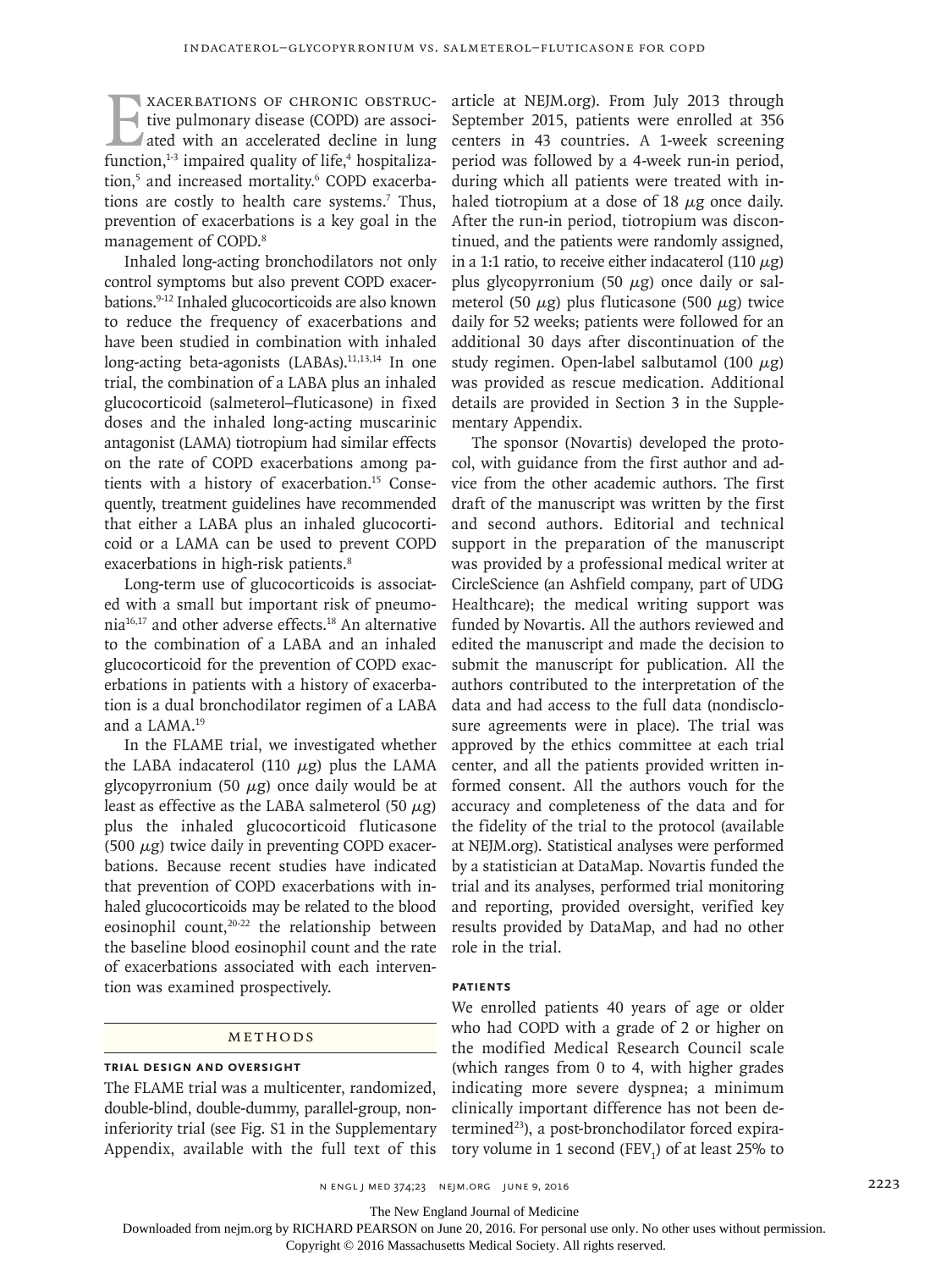Exacerbations of chronic obstructive pulmonary disease (COPD) are associated with an accelerated decline in lung function,[1-3] impaired quality of life,[4] hospitalization,[5] and increased mortality.[6] COPD exacerbations are costly to health care systems.[7] Thus, prevention of exacerbations is a key goal in the management of COPD.[8]

Inhaled long-acting bronchodilators not only control symptoms but also prevent COPD exacerbations.[9-12] Inhaled glucocorticoids are also known to reduce the frequency of exacerbations and have been studied in combination with inhaled long-acting beta-agonists (LABAs).[11,13,14] In one trial, the combination of a LABA plus an inhaled glucocorticoid (salmeterol–fluticasone) in fixed doses and the inhaled long-acting muscarinic antagonist (LAMA) tiotropium had similar effects on the rate of COPD exacerbations among patients with a history of exacerbation.[15] Consequently, treatment guidelines have recommended that either a LABA plus an inhaled glucocorticoid or a LAMA can be used to prevent COPD exacerbations in high-risk patients.[8]

Long-term use of glucocorticoids is associated with a small but important risk of pneumonia[16,17] and other adverse effects.[18] An alternative to the combination of a LABA and an inhaled glucocorticoid for the prevention of COPD exacerbations in patients with a history of exacerbation is a dual bronchodilator regimen of a LABA and a LAMA.[19]

In the FLAME trial, we investigated whether the LABA indacaterol (110 μg) plus the LAMA glycopyrronium (50 μg) once daily would be at least as effective as the LABA salmeterol (50 μg) plus the inhaled glucocorticoid fluticasone (500 μg) twice daily in preventing COPD exacerbations. Because recent studies have indicated that prevention of COPD exacerbations with inhaled glucocorticoids may be related to the blood eosinophil count,[20-22] the relationship between the baseline blood eosinophil count and the rate of exacerbations associated with each intervention was examined prospectively.

## Methods

### Trial Design and Oversight

The FLAME trial was a multicenter, randomized, double-blind, double-dummy, parallel-group, noninferiority trial (see Fig. S1 in the Supplementary Appendix, available with the full text of this article at NEJM.org). From July 2013 through September 2015, patients were enrolled at 356 centers in 43 countries. A 1-week screening period was followed by a 4-week run-in period, during which all patients were treated with inhaled tiotropium at a dose of 18 μg once daily. After the run-in period, tiotropium was discontinued, and the patients were randomly assigned, in a 1:1 ratio, to receive either indacaterol (110 μg) plus glycopyrronium (50 μg) once daily or salmeterol (50 μg) plus fluticasone (500 μg) twice daily for 52 weeks; patients were followed for an additional 30 days after discontinuation of the study regimen. Open-label salbutamol (100 μg) was provided as rescue medication. Additional details are provided in Section 3 in the Supplementary Appendix.

The sponsor (Novartis) developed the protocol, with guidance from the first author and advice from the other academic authors. The first draft of the manuscript was written by the first and second authors. Editorial and technical support in the preparation of the manuscript was provided by a professional medical writer at CircleScience (an Ashfield company, part of UDG Healthcare); the medical writing support was funded by Novartis. All the authors reviewed and edited the manuscript and made the decision to submit the manuscript for publication. All the authors contributed to the interpretation of the data and had access to the full data (nondisclosure agreements were in place). The trial was approved by the ethics committee at each trial center, and all the patients provided written informed consent. All the authors vouch for the accuracy and completeness of the data and for the fidelity of the trial to the protocol (available at NEJM.org). Statistical analyses were performed by a statistician at DataMap. Novartis funded the trial and its analyses, performed trial monitoring and reporting, provided oversight, verified key results provided by DataMap, and had no other role in the trial.

### Patients

We enrolled patients 40 years of age or older who had COPD with a grade of 2 or higher on the modified Medical Research Council scale (which ranges from 0 to 4, with higher grades indicating more severe dyspnea; a minimum clinically important difference has not been determined[23]), a post-bronchodilator forced expiratory volume in 1 second ($FEV_1$) of at least 25% to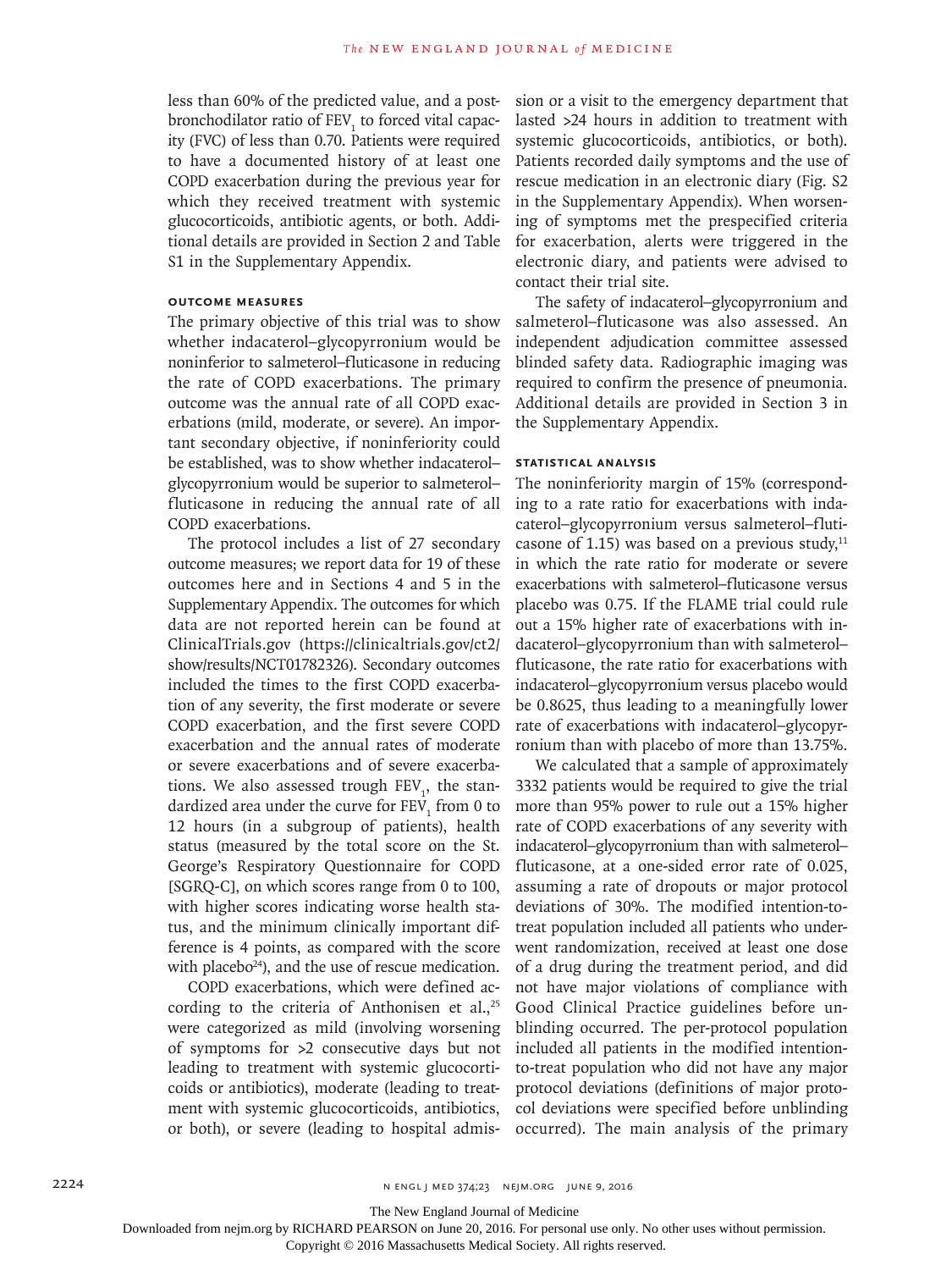less than 60% of the predicted value, and a post-bronchodilator ratio of $FEV_1$ to forced vital capacity (FVC) of less than 0.70. Patients were required to have a documented history of at least one COPD exacerbation during the previous year for which they received treatment with systemic glucocorticoids, antibiotic agents, or both. Additional details are provided in Section 2 and Table S1 in the Supplementary Appendix.

### Outcome Measures

The primary objective of this trial was to show whether indacaterol–glycopyrronium would be noninferior to salmeterol–fluticasone in reducing the rate of COPD exacerbations. The primary outcome was the annual rate of all COPD exacerbations (mild, moderate, or severe). An important secondary objective, if noninferiority could be established, was to show whether indacaterol–glycopyrronium would be superior to salmeterol–fluticasone in reducing the annual rate of all COPD exacerbations.

The protocol includes a list of 27 secondary outcome measures; we report data for 19 of these outcomes here and in Sections 4 and 5 in the Supplementary Appendix. The outcomes for which data are not reported herein can be found at ClinicalTrials.gov (https://clinicaltrials.gov/ct2/show/results/NCT01782326). Secondary outcomes included the times to the first COPD exacerbation of any severity, the first moderate or severe COPD exacerbation, and the first severe COPD exacerbation and the annual rates of moderate or severe exacerbations and of severe exacerbations. We also assessed trough $FEV_1$, the standardized area under the curve for $FEV_1$ from 0 to 12 hours (in a subgroup of patients), health status (measured by the total score on the St. George's Respiratory Questionnaire for COPD [SGRQ-C], on which scores range from 0 to 100, with higher scores indicating worse health status, and the minimum clinically important difference is 4 points, as compared with the score with placebo[24]), and the use of rescue medication.

COPD exacerbations, which were defined according to the criteria of Anthonisen et al.,[25] were categorized as mild (involving worsening of symptoms for >2 consecutive days but not leading to treatment with systemic glucocorticoids or antibiotics), moderate (leading to treatment with systemic glucocorticoids, antibiotics, or both), or severe (leading to hospital admission or a visit to the emergency department that lasted >24 hours in addition to treatment with systemic glucocorticoids, antibiotics, or both). Patients recorded daily symptoms and the use of rescue medication in an electronic diary (Fig. S2 in the Supplementary Appendix). When worsening of symptoms met the prespecified criteria for exacerbation, alerts were triggered in the electronic diary, and patients were advised to contact their trial site.

The safety of indacaterol–glycopyrronium and salmeterol–fluticasone was also assessed. An independent adjudication committee assessed blinded safety data. Radiographic imaging was required to confirm the presence of pneumonia. Additional details are provided in Section 3 in the Supplementary Appendix.

### Statistical Analysis

The noninferiority margin of 15% (corresponding to a rate ratio for exacerbations with indacaterol–glycopyrronium versus salmeterol–fluticasone of 1.15) was based on a previous study,[11] in which the rate ratio for moderate or severe exacerbations with salmeterol–fluticasone versus placebo was 0.75. If the FLAME trial could rule out a 15% higher rate of exacerbations with indacaterol–glycopyrronium than with salmeterol–fluticasone, the rate ratio for exacerbations with indacaterol–glycopyrronium versus placebo would be 0.8625, thus leading to a meaningfully lower rate of exacerbations with indacaterol–glycopyrronium than with placebo of more than 13.75%.

We calculated that a sample of approximately 3332 patients would be required to give the trial more than 95% power to rule out a 15% higher rate of COPD exacerbations of any severity with indacaterol–glycopyrronium than with salmeterol–fluticasone, at a one-sided error rate of 0.025, assuming a rate of dropouts or major protocol deviations of 30%. The modified intention-to-treat population included all patients who underwent randomization, received at least one dose of a drug during the treatment period, and did not have major violations of compliance with Good Clinical Practice guidelines before unblinding occurred. The per-protocol population included all patients in the modified intention-to-treat population who did not have any major protocol deviations (definitions of major protocol deviations were specified before unblinding occurred). The main analysis of the primary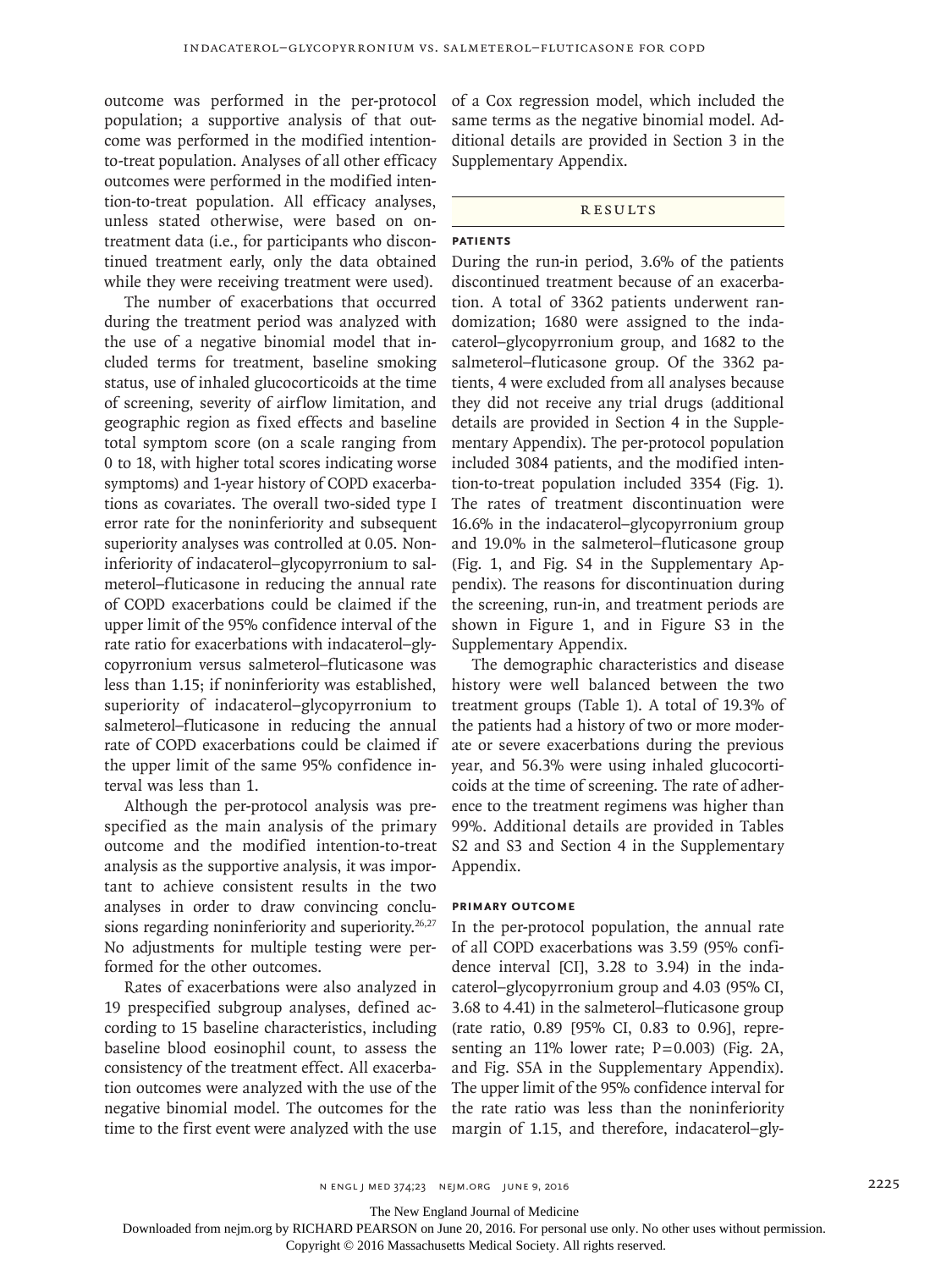outcome was performed in the per-protocol population; a supportive analysis of that outcome was performed in the modified intention-to-treat population. Analyses of all other efficacy outcomes were performed in the modified intention-to-treat population. All efficacy analyses, unless stated otherwise, were based on on-treatment data (i.e., for participants who discontinued treatment early, only the data obtained while they were receiving treatment were used).

The number of exacerbations that occurred during the treatment period was analyzed with the use of a negative binomial model that included terms for treatment, baseline smoking status, use of inhaled glucocorticoids at the time of screening, severity of airflow limitation, and geographic region as fixed effects and baseline total symptom score (on a scale ranging from 0 to 18, with higher total scores indicating worse symptoms) and 1-year history of COPD exacerbations as covariates. The overall two-sided type I error rate for the noninferiority and subsequent superiority analyses was controlled at 0.05. Noninferiority of indacaterol–glycopyrronium to salmeterol–fluticasone in reducing the annual rate of COPD exacerbations could be claimed if the upper limit of the 95% confidence interval of the rate ratio for exacerbations with indacaterol–glycopyrronium versus salmeterol–fluticasone was less than 1.15; if noninferiority was established, superiority of indacaterol–glycopyrronium to salmeterol–fluticasone in reducing the annual rate of COPD exacerbations could be claimed if the upper limit of the same 95% confidence interval was less than 1.

Although the per-protocol analysis was prespecified as the main analysis of the primary outcome and the modified intention-to-treat analysis as the supportive analysis, it was important to achieve consistent results in the two analyses in order to draw convincing conclusions regarding noninferiority and superiority.[26,27] No adjustments for multiple testing were performed for the other outcomes.

Rates of exacerbations were also analyzed in 19 prespecified subgroup analyses, defined according to 15 baseline characteristics, including baseline blood eosinophil count, to assess the consistency of the treatment effect. All exacerbation outcomes were analyzed with the use of the negative binomial model. The outcomes for the time to the first event were analyzed with the use of a Cox regression model, which included the same terms as the negative binomial model. Additional details are provided in Section 3 in the Supplementary Appendix.

## RESULTS

### PATIENTS

During the run-in period, 3.6% of the patients discontinued treatment because of an exacerbation. A total of 3362 patients underwent randomization; 1680 were assigned to the indacaterol–glycopyrronium group, and 1682 to the salmeterol–fluticasone group. Of the 3362 patients, 4 were excluded from all analyses because they did not receive any trial drugs (additional details are provided in Section 4 in the Supplementary Appendix). The per-protocol population included 3084 patients, and the modified intention-to-treat population included 3354 (Fig. 1). The rates of treatment discontinuation were 16.6% in the indacaterol–glycopyrronium group and 19.0% in the salmeterol–fluticasone group (Fig. 1, and Fig. S4 in the Supplementary Appendix). The reasons for discontinuation during the screening, run-in, and treatment periods are shown in Figure 1, and in Figure S3 in the Supplementary Appendix.

The demographic characteristics and disease history were well balanced between the two treatment groups (Table 1). A total of 19.3% of the patients had a history of two or more moderate or severe exacerbations during the previous year, and 56.3% were using inhaled glucocorticoids at the time of screening. The rate of adherence to the treatment regimens was higher than 99%. Additional details are provided in Tables S2 and S3 and Section 4 in the Supplementary Appendix.

### PRIMARY OUTCOME

In the per-protocol population, the annual rate of all COPD exacerbations was 3.59 (95% confidence interval [CI], 3.28 to 3.94) in the indacaterol–glycopyrronium group and 4.03 (95% CI, 3.68 to 4.41) in the salmeterol–fluticasone group (rate ratio, 0.89 [95% CI, 0.83 to 0.96], representing an 11% lower rate; P=0.003) (Fig. 2A, and Fig. S5A in the Supplementary Appendix). The upper limit of the 95% confidence interval for the rate ratio was less than the noninferiority margin of 1.15, and therefore, indacaterol–gly-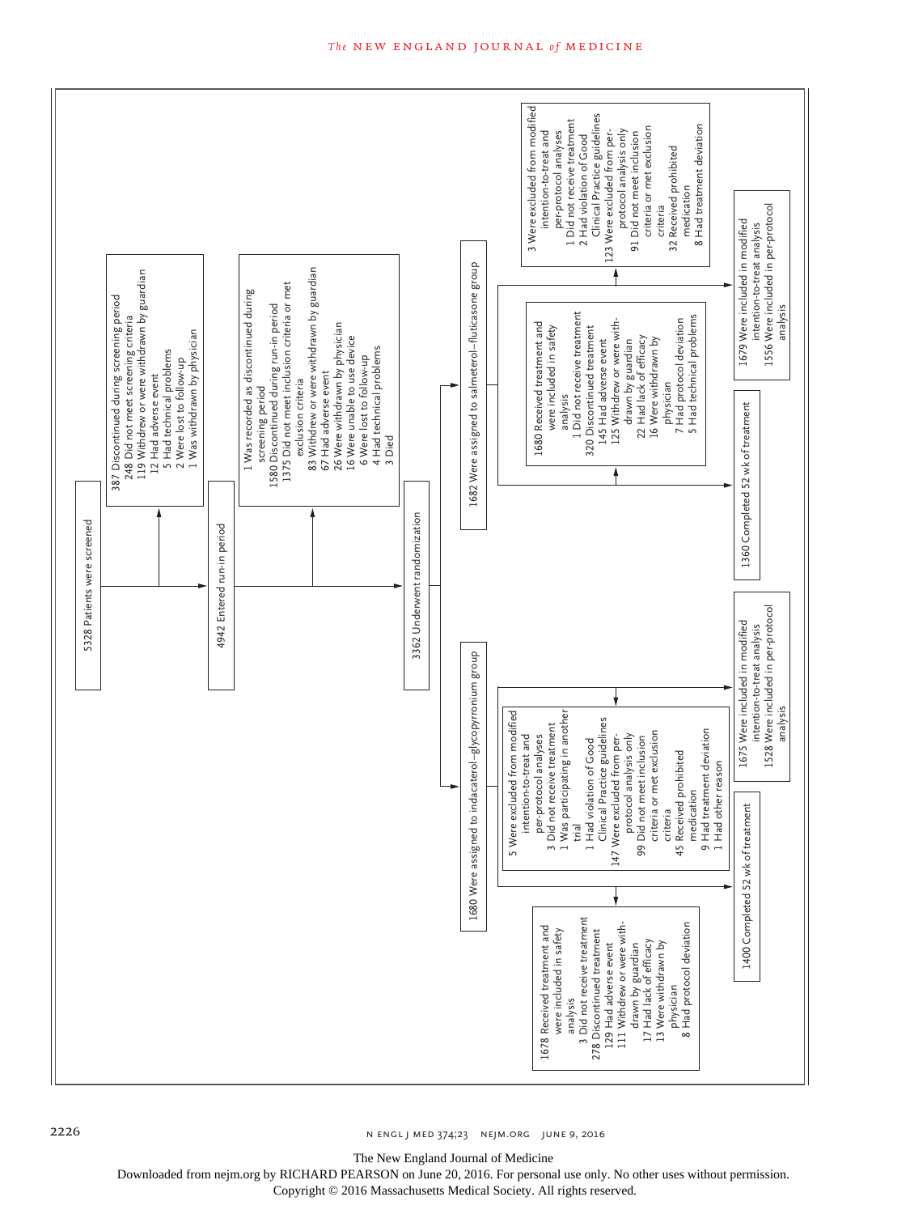5328 Patients were screened

387 Discontinued during screening period
- 248 Did not meet screening criteria
- 119 Withdrew or were withdrawn by guardian
- 12 Had adverse event
- 5 Had technical problems
- 2 Were lost to follow-up
- 1 Was withdrawn by physician

4942 Entered run-in period

1 Was recorded as discontinued during screening period

1580 Discontinued during run-in period
- 1375 Did not meet inclusion criteria or met exclusion criteria
- 83 Withdrew or were withdrawn by guardian
- 67 Had adverse event
- 26 Were withdrawn by physician
- 16 Were unable to use device
- 6 Were lost to follow-up
- 4 Had technical problems
- 3 Died

3362 Underwent randomization

**1680 Were assigned to indacaterol–glycopyrronium group**

1678 Received treatment and were included in safety analysis
- 3 Did not receive treatment

278 Discontinued treatment
- 129 Had adverse event
- 111 Withdrew or were withdrawn by guardian
- 17 Had lack of efficacy
- 13 Were withdrawn by physician
- 8 Had protocol deviation

5 Were excluded from modified intention-to-treat and per-protocol analyses
- 3 Did not receive treatment
- 1 Was participating in another trial
- 1 Had violation of Good Clinical Practice guidelines

147 Were excluded from per-protocol analysis only
- 99 Did not meet inclusion criteria or met exclusion criteria
- 45 Received prohibited medication
- 9 Had treatment deviation
- 1 Had other reason

1400 Completed 52 wk of treatment

1675 Were included in modified intention-to-treat analysis

1528 Were included in per-protocol analysis

**1682 Were assigned to salmeterol–fluticasone group**

1680 Received treatment and were included in safety analysis
- 1 Did not receive treatment

320 Discontinued treatment
- 145 Had adverse event
- 125 Withdrew or were withdrawn by guardian
- 22 Had lack of efficacy
- 16 Were withdrawn by physician
- 7 Had protocol deviation
- 5 Had technical problems

3 Were excluded from modified intention-to-treat and per-protocol analyses
- 1 Did not receive treatment
- 2 Had violation of Good Clinical Practice guidelines

123 Were excluded from per-protocol analysis only
- 91 Did not meet inclusion criteria or met exclusion criteria
- 32 Received prohibited medication
- 8 Had treatment deviation

1360 Completed 52 wk of treatment

1679 Were included in modified intention-to-treat analysis

1556 Were included in per-protocol analysis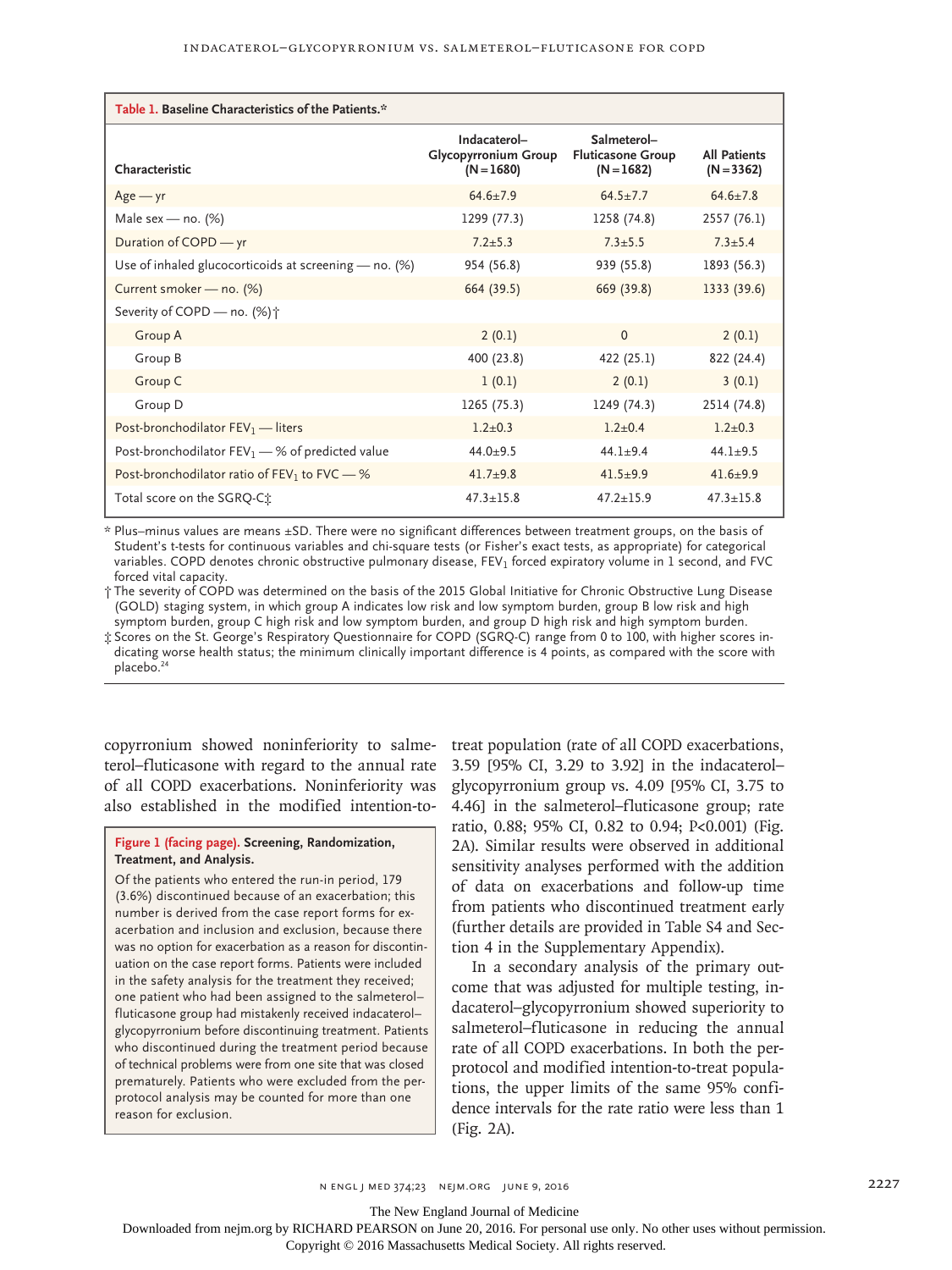**Table 1. Baseline Characteristics of the Patients.***

| Characteristic | Indacaterol–Glycopyrronium Group (N=1680) | Salmeterol–Fluticasone Group (N=1682) | All Patients (N=3362) |
|---|---|---|---|
| Age — yr | 64.6±7.9 | 64.5±7.7 | 64.6±7.8 |
| Male sex — no. (%) | 1299 (77.3) | 1258 (74.8) | 2557 (76.1) |
| Duration of COPD — yr | 7.2±5.3 | 7.3±5.5 | 7.3±5.4 |
| Use of inhaled glucocorticoids at screening — no. (%) | 954 (56.8) | 939 (55.8) | 1893 (56.3) |
| Current smoker — no. (%) | 664 (39.5) | 669 (39.8) | 1333 (39.6) |
| Severity of COPD — no. (%)† | | | |
| Group A | 2 (0.1) | 0 | 2 (0.1) |
| Group B | 400 (23.8) | 422 (25.1) | 822 (24.4) |
| Group C | 1 (0.1) | 2 (0.1) | 3 (0.1) |
| Group D | 1265 (75.3) | 1249 (74.3) | 2514 (74.8) |
| Post-bronchodilator $FEV_1$ — liters | 1.2±0.3 | 1.2±0.4 | 1.2±0.3 |
| Post-bronchodilator $FEV_1$ — % of predicted value | 44.0±9.5 | 44.1±9.4 | 44.1±9.5 |
| Post-bronchodilator ratio of $FEV_1$ to FVC — % | 41.7±9.8 | 41.5±9.9 | 41.6±9.9 |
| Total score on the SGRQ-C‡ | 47.3±15.8 | 47.2±15.9 | 47.3±15.8 |

\* Plus–minus values are means ±SD. There were no significant differences between treatment groups, on the basis of Student's t-tests for continuous variables and chi-square tests (or Fisher's exact tests, as appropriate) for categorical variables. COPD denotes chronic obstructive pulmonary disease, $FEV_1$ forced expiratory volume in 1 second, and FVC forced vital capacity.

† The severity of COPD was determined on the basis of the 2015 Global Initiative for Chronic Obstructive Lung Disease (GOLD) staging system, in which group A indicates low risk and low symptom burden, group B low risk and high symptom burden, group C high risk and low symptom burden, and group D high risk and high symptom burden.

‡ Scores on the St. George's Respiratory Questionnaire for COPD (SGRQ-C) range from 0 to 100, with higher scores indicating worse health status; the minimum clinically important difference is 4 points, as compared with the score with placebo.[24]

copyrronium showed noninferiority to salmeterol–fluticasone with regard to the annual rate of all COPD exacerbations. Noninferiority was also established in the modified intention-to-treat population (rate of all COPD exacerbations, 3.59 [95% CI, 3.29 to 3.92] in the indacaterol–glycopyrronium group vs. 4.09 [95% CI, 3.75 to 4.46] in the salmeterol–fluticasone group; rate ratio, 0.88; 95% CI, 0.82 to 0.94; P<0.001) (Fig. 2A). Similar results were observed in additional sensitivity analyses performed with the addition of data on exacerbations and follow-up time from patients who discontinued treatment early (further details are provided in Table S4 and Section 4 in the Supplementary Appendix).

In a secondary analysis of the primary outcome that was adjusted for multiple testing, indacaterol–glycopyrronium showed superiority to salmeterol–fluticasone in reducing the annual rate of all COPD exacerbations. In both the per-protocol and modified intention-to-treat populations, the upper limits of the same 95% confidence intervals for the rate ratio were less than 1 (Fig. 2A).

**Figure 1 (facing page). Screening, Randomization, Treatment, and Analysis.**

Of the patients who entered the run-in period, 179 (3.6%) discontinued because of an exacerbation; this number is derived from the case report forms for exacerbation and inclusion and exclusion, because there was no option for exacerbation as a reason for discontinuation on the case report forms. Patients were included in the safety analysis for the treatment they received; one patient who had been assigned to the salmeterol–fluticasone group had mistakenly received indacaterol–glycopyrronium before discontinuing treatment. Patients who discontinued during the treatment period because of technical problems were from one site that was closed prematurely. Patients who were excluded from the per-protocol analysis may be counted for more than one reason for exclusion.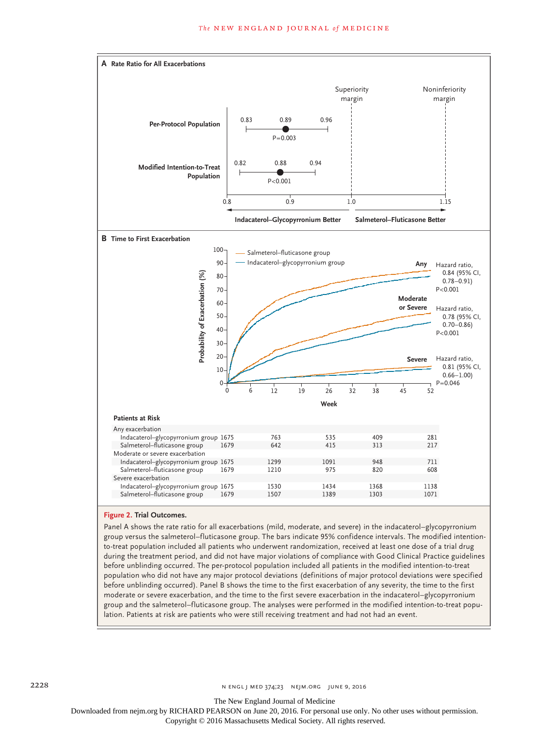**A Rate Ratio for All Exacerbations**

| | Lower 95% CI | Rate ratio | Upper 95% CI | P value |
|---|---|---|---|---|
| Per-Protocol Population | 0.83 | 0.89 | 0.96 | P=0.003 |
| Modified Intention-to-Treat Population | 0.82 | 0.88 | 0.94 | P<0.001 |

Superiority margin: 1.0. Noninferiority margin: 1.15. Axis: 0.8, 0.9, 1.0, 1.15. ← Indacaterol–Glycopyrronium Better | Salmeterol–Fluticasone Better →

**B Time to First Exacerbation**

Salmeterol–fluticasone group; Indacaterol–glycopyrronium group

Y-axis: Probability of Exacerbation (%), 0–100. X-axis: Week, 0, 6, 12, 19, 26, 32, 38, 45, 52.

- Any: Hazard ratio, 0.84 (95% CI, 0.78–0.91) P<0.001
- Moderate or Severe: Hazard ratio, 0.78 (95% CI, 0.70–0.86) P<0.001
- Severe: Hazard ratio, 0.81 (95% CI, 0.66–1.00) P=0.046

**Patients at Risk**

| | 0 | 12 | 26 | 38 | 52 |
|---|---|---|---|---|---|
| **Any exacerbation** | | | | | |
| Indacaterol–glycopyrronium group | 1675 | 763 | 535 | 409 | 281 |
| Salmeterol–fluticasone group | 1679 | 642 | 415 | 313 | 217 |
| **Moderate or severe exacerbation** | | | | | |
| Indacaterol–glycopyrronium group | 1675 | 1299 | 1091 | 948 | 711 |
| Salmeterol–fluticasone group | 1679 | 1210 | 975 | 820 | 608 |
| **Severe exacerbation** | | | | | |
| Indacaterol–glycopyrronium group | 1675 | 1530 | 1434 | 1368 | 1138 |
| Salmeterol–fluticasone group | 1679 | 1507 | 1389 | 1303 | 1071 |

**Figure 2. Trial Outcomes.**

Panel A shows the rate ratio for all exacerbations (mild, moderate, and severe) in the indacaterol–glycopyrronium group versus the salmeterol–fluticasone group. The bars indicate 95% confidence intervals. The modified intention-to-treat population included all patients who underwent randomization, received at least one dose of a trial drug during the treatment period, and did not have major violations of compliance with Good Clinical Practice guidelines before unblinding occurred. The per-protocol population included all patients in the modified intention-to-treat population who did not have any major protocol deviations (definitions of major protocol deviations were specified before unblinding occurred). Panel B shows the time to the first exacerbation of any severity, the time to the first moderate or severe exacerbation, and the time to the first severe exacerbation in the indacaterol–glycopyrronium group and the salmeterol–fluticasone group. The analyses were performed in the modified intention-to-treat population. Patients at risk are patients who were still receiving treatment and had not had an event.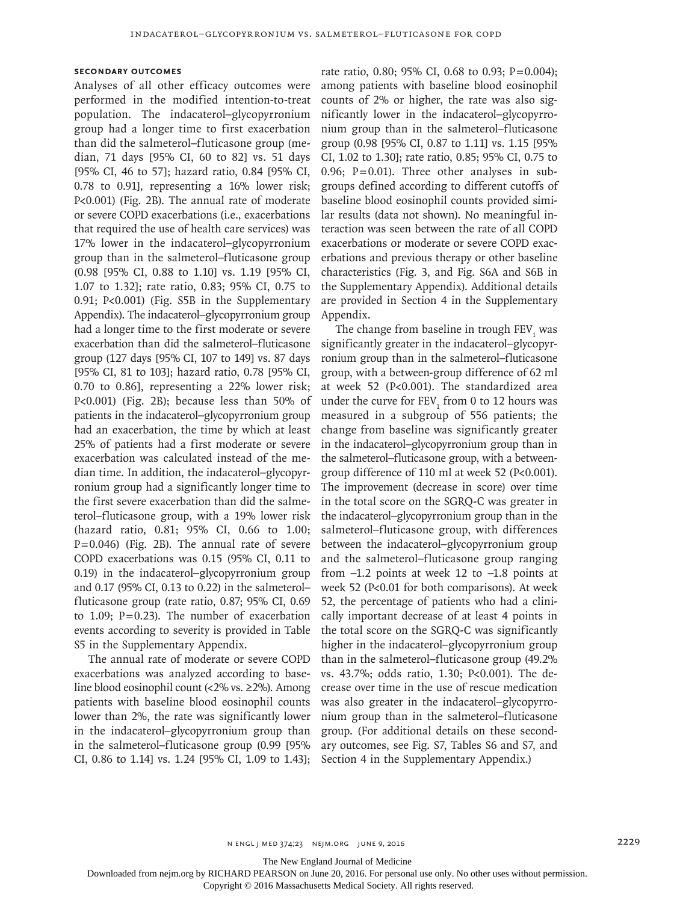### SECONDARY OUTCOMES

Analyses of all other efficacy outcomes were performed in the modified intention-to-treat population. The indacaterol–glycopyrronium group had a longer time to first exacerbation than did the salmeterol–fluticasone group (median, 71 days [95% CI, 60 to 82] vs. 51 days [95% CI, 46 to 57]; hazard ratio, 0.84 [95% CI, 0.78 to 0.91], representing a 16% lower risk; P<0.001) (Fig. 2B). The annual rate of moderate or severe COPD exacerbations (i.e., exacerbations that required the use of health care services) was 17% lower in the indacaterol–glycopyrronium group than in the salmeterol–fluticasone group (0.98 [95% CI, 0.88 to 1.10] vs. 1.19 [95% CI, 1.07 to 1.32]; rate ratio, 0.83; 95% CI, 0.75 to 0.91; P<0.001) (Fig. S5B in the Supplementary Appendix). The indacaterol–glycopyrronium group had a longer time to the first moderate or severe exacerbation than did the salmeterol–fluticasone group (127 days [95% CI, 107 to 149] vs. 87 days [95% CI, 81 to 103]; hazard ratio, 0.78 [95% CI, 0.70 to 0.86], representing a 22% lower risk; P<0.001) (Fig. 2B); because less than 50% of patients in the indacaterol–glycopyrronium group had an exacerbation, the time by which at least 25% of patients had a first moderate or severe exacerbation was calculated instead of the median time. In addition, the indacaterol–glycopyrronium group had a significantly longer time to the first severe exacerbation than did the salmeterol–fluticasone group, with a 19% lower risk (hazard ratio, 0.81; 95% CI, 0.66 to 1.00; P=0.046) (Fig. 2B). The annual rate of severe COPD exacerbations was 0.15 (95% CI, 0.11 to 0.19) in the indacaterol–glycopyrronium group and 0.17 (95% CI, 0.13 to 0.22) in the salmeterol–fluticasone group (rate ratio, 0.87; 95% CI, 0.69 to 1.09; P=0.23). The number of exacerbation events according to severity is provided in Table S5 in the Supplementary Appendix.

The annual rate of moderate or severe COPD exacerbations was analyzed according to baseline blood eosinophil count (<2% vs. ≥2%). Among patients with baseline blood eosinophil counts lower than 2%, the rate was significantly lower in the indacaterol–glycopyrronium group than in the salmeterol–fluticasone group (0.99 [95% CI, 0.86 to 1.14] vs. 1.24 [95% CI, 1.09 to 1.43]; rate ratio, 0.80; 95% CI, 0.68 to 0.93; P=0.004); among patients with baseline blood eosinophil counts of 2% or higher, the rate was also significantly lower in the indacaterol–glycopyrronium group than in the salmeterol–fluticasone group (0.98 [95% CI, 0.87 to 1.11] vs. 1.15 [95% CI, 1.02 to 1.30]; rate ratio, 0.85; 95% CI, 0.75 to 0.96; P=0.01). Three other analyses in subgroups defined according to different cutoffs of baseline blood eosinophil counts provided similar results (data not shown). No meaningful interaction was seen between the rate of all COPD exacerbations or moderate or severe COPD exacerbations and previous therapy or other baseline characteristics (Fig. 3, and Fig. S6A and S6B in the Supplementary Appendix). Additional details are provided in Section 4 in the Supplementary Appendix.

The change from baseline in trough $FEV_1$ was significantly greater in the indacaterol–glycopyrronium group than in the salmeterol–fluticasone group, with a between-group difference of 62 ml at week 52 (P<0.001). The standardized area under the curve for $FEV_1$ from 0 to 12 hours was measured in a subgroup of 556 patients; the change from baseline was significantly greater in the indacaterol–glycopyrronium group than in the salmeterol–fluticasone group, with a between-group difference of 110 ml at week 52 (P<0.001). The improvement (decrease in score) over time in the total score on the SGRQ-C was greater in the indacaterol–glycopyrronium group than in the salmeterol–fluticasone group, with differences between the indacaterol–glycopyrronium group and the salmeterol–fluticasone group ranging from −1.2 points at week 12 to −1.8 points at week 52 (P<0.01 for both comparisons). At week 52, the percentage of patients who had a clinically important decrease of at least 4 points in the total score on the SGRQ-C was significantly higher in the indacaterol–glycopyrronium group than in the salmeterol–fluticasone group (49.2% vs. 43.7%; odds ratio, 1.30; P<0.001). The decrease over time in the use of rescue medication was also greater in the indacaterol–glycopyrronium group than in the salmeterol–fluticasone group. (For additional details on these secondary outcomes, see Fig. S7, Tables S6 and S7, and Section 4 in the Supplementary Appendix.)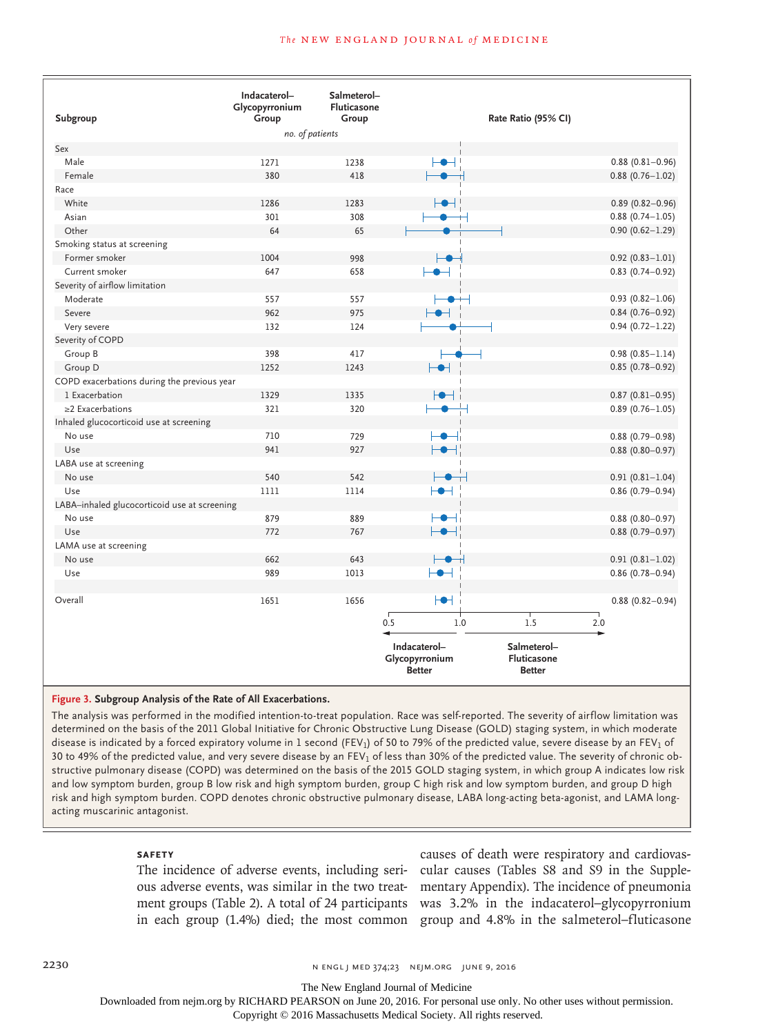| Subgroup | Indacaterol–Glycopyrronium Group | Salmeterol–Fluticasone Group | Rate Ratio (95% CI) |
|---|---|---|---|
| | *no. of patients* | | |
| **Sex** | | | |
| Male | 1271 | 1238 | 0.88 (0.81–0.96) |
| Female | 380 | 418 | 0.88 (0.76–1.02) |
| **Race** | | | |
| White | 1286 | 1283 | 0.89 (0.82–0.96) |
| Asian | 301 | 308 | 0.88 (0.74–1.05) |
| Other | 64 | 65 | 0.90 (0.62–1.29) |
| **Smoking status at screening** | | | |
| Former smoker | 1004 | 998 | 0.92 (0.83–1.01) |
| Current smoker | 647 | 658 | 0.83 (0.74–0.92) |
| **Severity of airflow limitation** | | | |
| Moderate | 557 | 557 | 0.93 (0.82–1.06) |
| Severe | 962 | 975 | 0.84 (0.76–0.92) |
| Very severe | 132 | 124 | 0.94 (0.72–1.22) |
| **Severity of COPD** | | | |
| Group B | 398 | 417 | 0.98 (0.85–1.14) |
| Group D | 1252 | 1243 | 0.85 (0.78–0.92) |
| **COPD exacerbations during the previous year** | | | |
| 1 Exacerbation | 1329 | 1335 | 0.87 (0.81–0.95) |
| ≥2 Exacerbations | 321 | 320 | 0.89 (0.76–1.05) |
| **Inhaled glucocorticoid use at screening** | | | |
| No use | 710 | 729 | 0.88 (0.79–0.98) |
| Use | 941 | 927 | 0.88 (0.80–0.97) |
| **LABA use at screening** | | | |
| No use | 540 | 542 | 0.91 (0.81–1.04) |
| Use | 1111 | 1114 | 0.86 (0.79–0.94) |
| **LABA–inhaled glucocorticoid use at screening** | | | |
| No use | 879 | 889 | 0.88 (0.80–0.97) |
| Use | 772 | 767 | 0.88 (0.79–0.97) |
| **LAMA use at screening** | | | |
| No use | 662 | 643 | 0.91 (0.81–1.02) |
| Use | 989 | 1013 | 0.86 (0.78–0.94) |
| **Overall** | 1651 | 1656 | 0.88 (0.82–0.94) |

(Axis: 0.5, 1.0, 1.5, 2.0; ← Indacaterol–Glycopyrronium Better | Salmeterol–Fluticasone Better →)

**Figure 3. Subgroup Analysis of the Rate of All Exacerbations.**

The analysis was performed in the modified intention-to-treat population. Race was self-reported. The severity of airflow limitation was determined on the basis of the 2011 Global Initiative for Chronic Obstructive Lung Disease (GOLD) staging system, in which moderate disease is indicated by a forced expiratory volume in 1 second ($FEV_1$) of 50 to 79% of the predicted value, severe disease by an $FEV_1$ of 30 to 49% of the predicted value, and very severe disease by an $FEV_1$ of less than 30% of the predicted value. The severity of chronic obstructive pulmonary disease (COPD) was determined on the basis of the 2015 GOLD staging system, in which group A indicates low risk and low symptom burden, group B low risk and high symptom burden, group C high risk and low symptom burden, and group D high risk and high symptom burden. COPD denotes chronic obstructive pulmonary disease, LABA long-acting beta-agonist, and LAMA long-acting muscarinic antagonist.

### SAFETY

The incidence of adverse events, including serious adverse events, was similar in the two treatment groups (Table 2). A total of 24 participants in each group (1.4%) died; the most common causes of death were respiratory and cardiovascular causes (Tables S8 and S9 in the Supplementary Appendix). The incidence of pneumonia was 3.2% in the indacaterol–glycopyrronium group and 4.8% in the salmeterol–fluticasone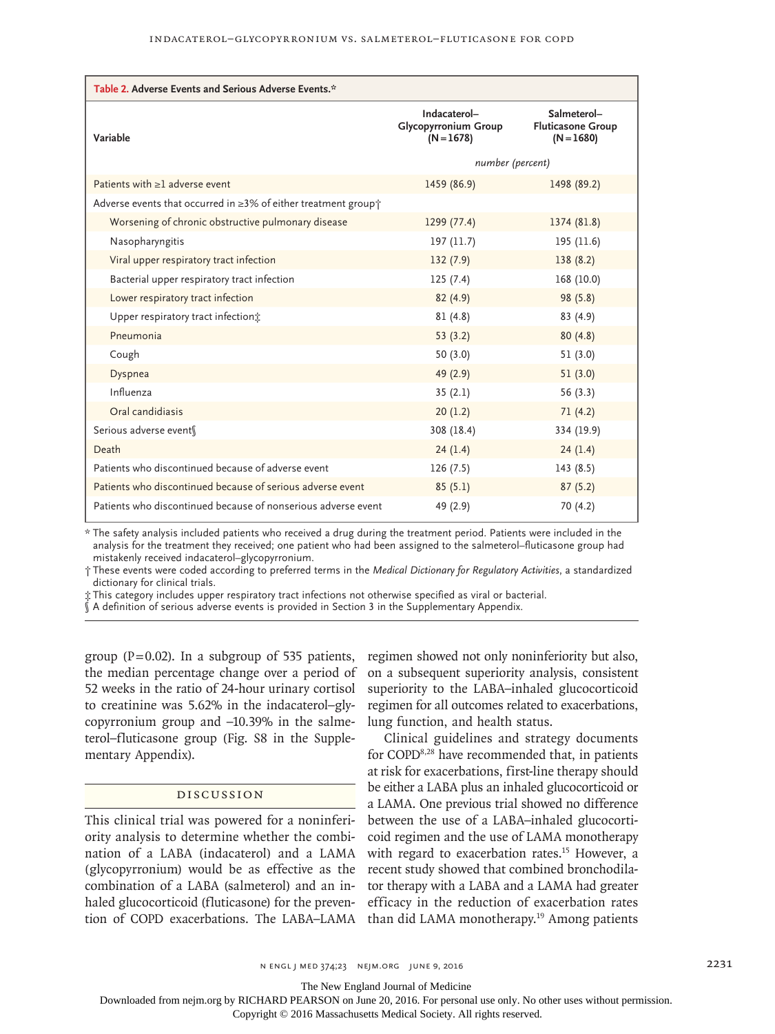**Table 2. Adverse Events and Serious Adverse Events.***

| Variable | Indacaterol–Glycopyrronium Group (N=1678) | Salmeterol–Fluticasone Group (N=1680) |
|---|---|---|
| | *number (percent)* | |
| Patients with ≥1 adverse event | 1459 (86.9) | 1498 (89.2) |
| Adverse events that occurred in ≥3% of either treatment group† | | |
| Worsening of chronic obstructive pulmonary disease | 1299 (77.4) | 1374 (81.8) |
| Nasopharyngitis | 197 (11.7) | 195 (11.6) |
| Viral upper respiratory tract infection | 132 (7.9) | 138 (8.2) |
| Bacterial upper respiratory tract infection | 125 (7.4) | 168 (10.0) |
| Lower respiratory tract infection | 82 (4.9) | 98 (5.8) |
| Upper respiratory tract infection‡ | 81 (4.8) | 83 (4.9) |
| Pneumonia | 53 (3.2) | 80 (4.8) |
| Cough | 50 (3.0) | 51 (3.0) |
| Dyspnea | 49 (2.9) | 51 (3.0) |
| Influenza | 35 (2.1) | 56 (3.3) |
| Oral candidiasis | 20 (1.2) | 71 (4.2) |
| Serious adverse event§ | 308 (18.4) | 334 (19.9) |
| Death | 24 (1.4) | 24 (1.4) |
| Patients who discontinued because of adverse event | 126 (7.5) | 143 (8.5) |
| Patients who discontinued because of serious adverse event | 85 (5.1) | 87 (5.2) |
| Patients who discontinued because of nonserious adverse event | 49 (2.9) | 70 (4.2) |

\* The safety analysis included patients who received a drug during the treatment period. Patients were included in the analysis for the treatment they received; one patient who had been assigned to the salmeterol–fluticasone group had mistakenly received indacaterol–glycopyrronium.

† These events were coded according to preferred terms in the *Medical Dictionary for Regulatory Activities*, a standardized dictionary for clinical trials.

‡ This category includes upper respiratory tract infections not otherwise specified as viral or bacterial.

§ A definition of serious adverse events is provided in Section 3 in the Supplementary Appendix.

group (P=0.02). In a subgroup of 535 patients, the median percentage change over a period of 52 weeks in the ratio of 24-hour urinary cortisol to creatinine was 5.62% in the indacaterol–glycopyrronium group and −10.39% in the salmeterol–fluticasone group (Fig. S8 in the Supplementary Appendix).

## Discussion

This clinical trial was powered for a noninferiority analysis to determine whether the combination of a LABA (indacaterol) and a LAMA (glycopyrronium) would be as effective as the combination of a LABA (salmeterol) and an inhaled glucocorticoid (fluticasone) for the prevention of COPD exacerbations. The LABA–LAMA regimen showed not only noninferiority but also, on a subsequent superiority analysis, consistent superiority to the LABA–inhaled glucocorticoid regimen for all outcomes related to exacerbations, lung function, and health status.

Clinical guidelines and strategy documents for COPD[8,28] have recommended that, in patients at risk for exacerbations, first-line therapy should be either a LABA plus an inhaled glucocorticoid or a LAMA. One previous trial showed no difference between the use of a LABA–inhaled glucocorticoid regimen and the use of LAMA monotherapy with regard to exacerbation rates.[15] However, a recent study showed that combined bronchodilator therapy with a LABA and a LAMA had greater efficacy in the reduction of exacerbation rates than did LAMA monotherapy.[19] Among patients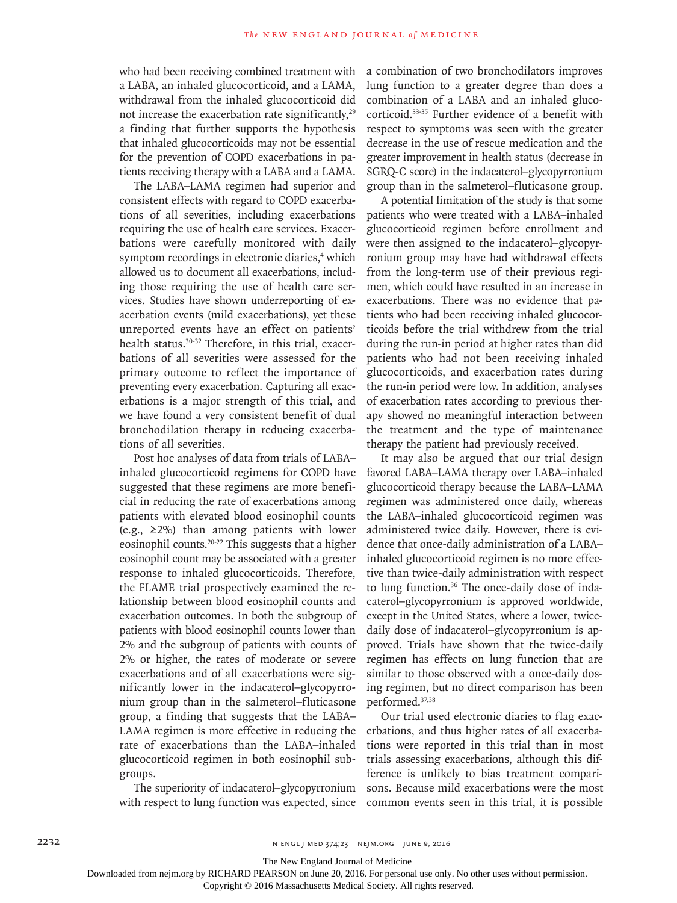who had been receiving combined treatment with a LABA, an inhaled glucocorticoid, and a LAMA, withdrawal from the inhaled glucocorticoid did not increase the exacerbation rate significantly,[29] a finding that further supports the hypothesis that inhaled glucocorticoids may not be essential for the prevention of COPD exacerbations in patients receiving therapy with a LABA and a LAMA.

The LABA–LAMA regimen had superior and consistent effects with regard to COPD exacerbations of all severities, including exacerbations requiring the use of health care services. Exacerbations were carefully monitored with daily symptom recordings in electronic diaries,[4] which allowed us to document all exacerbations, including those requiring the use of health care services. Studies have shown underreporting of exacerbation events (mild exacerbations), yet these unreported events have an effect on patients' health status.[30-32] Therefore, in this trial, exacerbations of all severities were assessed for the primary outcome to reflect the importance of preventing every exacerbation. Capturing all exacerbations is a major strength of this trial, and we have found a very consistent benefit of dual bronchodilation therapy in reducing exacerbations of all severities.

Post hoc analyses of data from trials of LABA–inhaled glucocorticoid regimens for COPD have suggested that these regimens are more beneficial in reducing the rate of exacerbations among patients with elevated blood eosinophil counts (e.g., ≥2%) than among patients with lower eosinophil counts.[20-22] This suggests that a higher eosinophil count may be associated with a greater response to inhaled glucocorticoids. Therefore, the FLAME trial prospectively examined the relationship between blood eosinophil counts and exacerbation outcomes. In both the subgroup of patients with blood eosinophil counts lower than 2% and the subgroup of patients with counts of 2% or higher, the rates of moderate or severe exacerbations and of all exacerbations were significantly lower in the indacaterol–glycopyrronium group than in the salmeterol–fluticasone group, a finding that suggests that the LABA–LAMA regimen is more effective in reducing the rate of exacerbations than the LABA–inhaled glucocorticoid regimen in both eosinophil subgroups.

The superiority of indacaterol–glycopyrronium with respect to lung function was expected, since a combination of two bronchodilators improves lung function to a greater degree than does a combination of a LABA and an inhaled glucocorticoid.[33-35] Further evidence of a benefit with respect to symptoms was seen with the greater decrease in the use of rescue medication and the greater improvement in health status (decrease in SGRQ-C score) in the indacaterol–glycopyrronium group than in the salmeterol–fluticasone group.

A potential limitation of the study is that some patients who were treated with a LABA–inhaled glucocorticoid regimen before enrollment and were then assigned to the indacaterol–glycopyrronium group may have had withdrawal effects from the long-term use of their previous regimen, which could have resulted in an increase in exacerbations. There was no evidence that patients who had been receiving inhaled glucocorticoids before the trial withdrew from the trial during the run-in period at higher rates than did patients who had not been receiving inhaled glucocorticoids, and exacerbation rates during the run-in period were low. In addition, analyses of exacerbation rates according to previous therapy showed no meaningful interaction between the treatment and the type of maintenance therapy the patient had previously received.

It may also be argued that our trial design favored LABA–LAMA therapy over LABA–inhaled glucocorticoid therapy because the LABA–LAMA regimen was administered once daily, whereas the LABA–inhaled glucocorticoid regimen was administered twice daily. However, there is evidence that once-daily administration of a LABA–inhaled glucocorticoid regimen is no more effective than twice-daily administration with respect to lung function.[36] The once-daily dose of indacaterol–glycopyrronium is approved worldwide, except in the United States, where a lower, twice-daily dose of indacaterol–glycopyrronium is approved. Trials have shown that the twice-daily regimen has effects on lung function that are similar to those observed with a once-daily dosing regimen, but no direct comparison has been performed.[37,38]

Our trial used electronic diaries to flag exacerbations, and thus higher rates of all exacerbations were reported in this trial than in most trials assessing exacerbations, although this difference is unlikely to bias treatment comparisons. Because mild exacerbations were the most common events seen in this trial, it is possible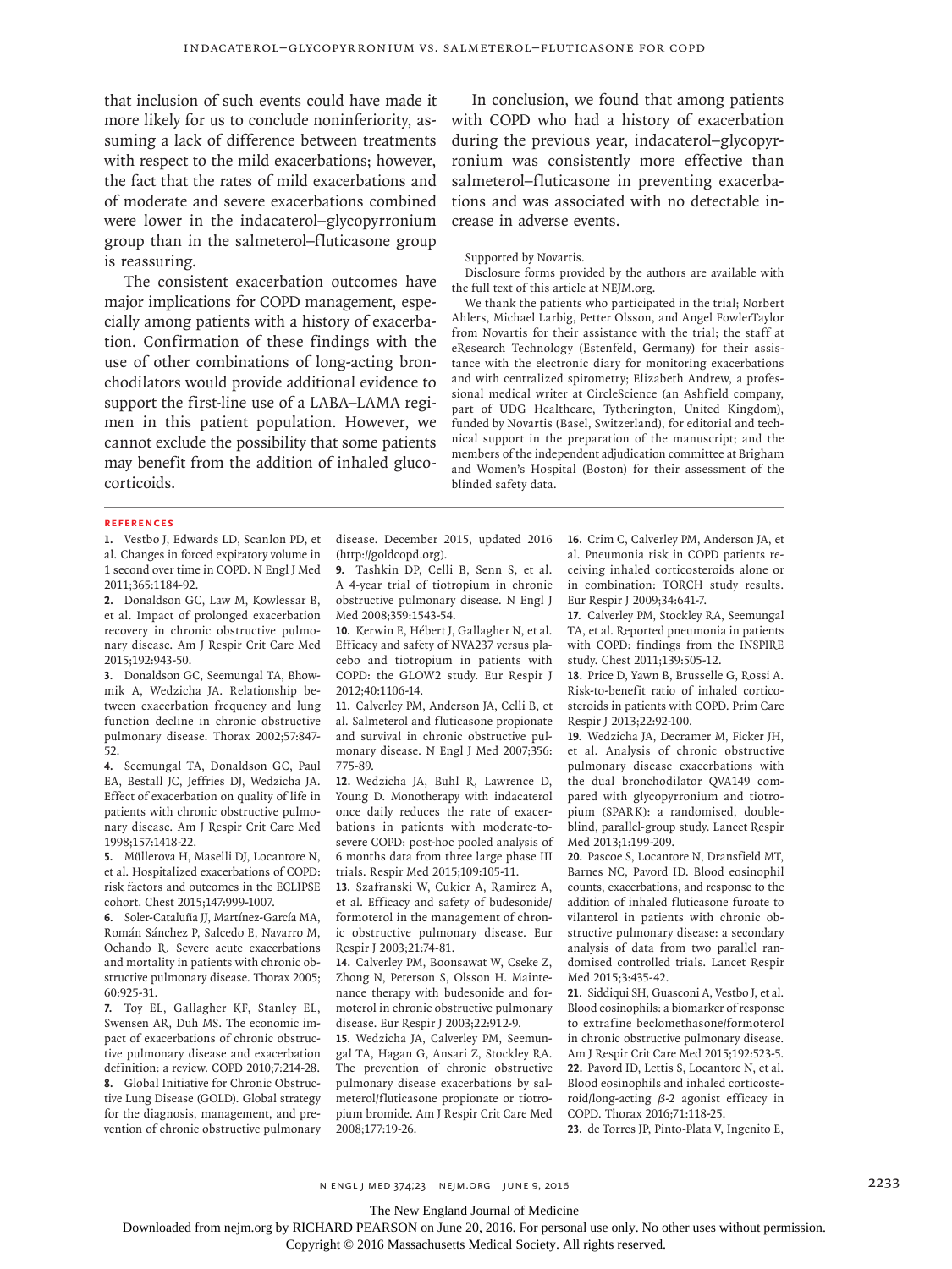that inclusion of such events could have made it more likely for us to conclude noninferiority, assuming a lack of difference between treatments with respect to the mild exacerbations; however, the fact that the rates of mild exacerbations and of moderate and severe exacerbations combined were lower in the indacaterol–glycopyrronium group than in the salmeterol–fluticasone group is reassuring.

The consistent exacerbation outcomes have major implications for COPD management, especially among patients with a history of exacerbation. Confirmation of these findings with the use of other combinations of long-acting bronchodilators would provide additional evidence to support the first-line use of a LABA–LAMA regimen in this patient population. However, we cannot exclude the possibility that some patients may benefit from the addition of inhaled glucocorticoids.

In conclusion, we found that among patients with COPD who had a history of exacerbation during the previous year, indacaterol–glycopyrronium was consistently more effective than salmeterol–fluticasone in preventing exacerbations and was associated with no detectable increase in adverse events.

Supported by Novartis.

Disclosure forms provided by the authors are available with the full text of this article at NEJM.org.

We thank the patients who participated in the trial; Norbert Ahlers, Michael Larbig, Petter Olsson, and Angel FowlerTaylor from Novartis for their assistance with the trial; the staff at eResearch Technology (Estenfeld, Germany) for their assistance with the electronic diary for monitoring exacerbations and with centralized spirometry; Elizabeth Andrew, a professional medical writer at CircleScience (an Ashfield company, part of UDG Healthcare, Tytherington, United Kingdom), funded by Novartis (Basel, Switzerland), for editorial and technical support in the preparation of the manuscript; and the members of the independent adjudication committee at Brigham and Women's Hospital (Boston) for their assessment of the blinded safety data.

## References

1. Vestbo J, Edwards LD, Scanlon PD, et al. Changes in forced expiratory volume in 1 second over time in COPD. N Engl J Med 2011;365:1184-92.
2. Donaldson GC, Law M, Kowlessar B, et al. Impact of prolonged exacerbation recovery in chronic obstructive pulmonary disease. Am J Respir Crit Care Med 2015;192:943-50.
3. Donaldson GC, Seemungal TA, Bhowmik A, Wedzicha JA. Relationship between exacerbation frequency and lung function decline in chronic obstructive pulmonary disease. Thorax 2002;57:847-52.
4. Seemungal TA, Donaldson GC, Paul EA, Bestall JC, Jeffries DJ, Wedzicha JA. Effect of exacerbation on quality of life in patients with chronic obstructive pulmonary disease. Am J Respir Crit Care Med 1998;157:1418-22.
5. Müllerova H, Maselli DJ, Locantore N, et al. Hospitalized exacerbations of COPD: risk factors and outcomes in the ECLIPSE cohort. Chest 2015;147:999-1007.
6. Soler-Cataluña JJ, Martínez-García MA, Román Sánchez P, Salcedo E, Navarro M, Ochando R. Severe acute exacerbations and mortality in patients with chronic obstructive pulmonary disease. Thorax 2005; 60:925-31.
7. Toy EL, Gallagher KF, Stanley EL, Swensen AR, Duh MS. The economic impact of exacerbations of chronic obstructive pulmonary disease and exacerbation definition: a review. COPD 2010;7:214-28.
8. Global Initiative for Chronic Obstructive Lung Disease (GOLD). Global strategy for the diagnosis, management, and prevention of chronic obstructive pulmonary disease. December 2015, updated 2016 (http://goldcopd.org).
9. Tashkin DP, Celli B, Senn S, et al. A 4-year trial of tiotropium in chronic obstructive pulmonary disease. N Engl J Med 2008;359:1543-54.
10. Kerwin E, Hébert J, Gallagher N, et al. Efficacy and safety of NVA237 versus placebo and tiotropium in patients with COPD: the GLOW2 study. Eur Respir J 2012;40:1106-14.
11. Calverley PM, Anderson JA, Celli B, et al. Salmeterol and fluticasone propionate and survival in chronic obstructive pulmonary disease. N Engl J Med 2007;356: 775-89.
12. Wedzicha JA, Buhl R, Lawrence D, Young D. Monotherapy with indacaterol once daily reduces the rate of exacerbations in patients with moderate-to-severe COPD: post-hoc pooled analysis of 6 months data from three large phase III trials. Respir Med 2015;109:105-11.
13. Szafranski W, Cukier A, Ramirez A, et al. Efficacy and safety of budesonide/formoterol in the management of chronic obstructive pulmonary disease. Eur Respir J 2003;21:74-81.
14. Calverley PM, Boonsawat W, Cseke Z, Zhong N, Peterson S, Olsson H. Maintenance therapy with budesonide and formoterol in chronic obstructive pulmonary disease. Eur Respir J 2003;22:912-9.
15. Wedzicha JA, Calverley PM, Seemungal TA, Hagan G, Ansari Z, Stockley RA. The prevention of chronic obstructive pulmonary disease exacerbations by salmeterol/fluticasone propionate or tiotropium bromide. Am J Respir Crit Care Med 2008;177:19-26.
16. Crim C, Calverley PM, Anderson JA, et al. Pneumonia risk in COPD patients receiving inhaled corticosteroids alone or in combination: TORCH study results. Eur Respir J 2009;34:641-7.
17. Calverley PM, Stockley RA, Seemungal TA, et al. Reported pneumonia in patients with COPD: findings from the INSPIRE study. Chest 2011;139:505-12.
18. Price D, Yawn B, Brusselle G, Rossi A. Risk-to-benefit ratio of inhaled corticosteroids in patients with COPD. Prim Care Respir J 2013;22:92-100.
19. Wedzicha JA, Decramer M, Ficker JH, et al. Analysis of chronic obstructive pulmonary disease exacerbations with the dual bronchodilator QVA149 compared with glycopyrronium and tiotropium (SPARK): a randomised, double-blind, parallel-group study. Lancet Respir Med 2013;1:199-209.
20. Pascoe S, Locantore N, Dransfield MT, Barnes NC, Pavord ID. Blood eosinophil counts, exacerbations, and response to the addition of inhaled fluticasone furoate to vilanterol in patients with chronic obstructive pulmonary disease: a secondary analysis of data from two parallel randomised controlled trials. Lancet Respir Med 2015;3:435-42.
21. Siddiqui SH, Guasconi A, Vestbo J, et al. Blood eosinophils: a biomarker of response to extrafine beclomethasone/formoterol in chronic obstructive pulmonary disease. Am J Respir Crit Care Med 2015;192:523-5.
22. Pavord ID, Lettis S, Locantore N, et al. Blood eosinophils and inhaled corticosteroid/long-acting $\beta$-2 agonist efficacy in COPD. Thorax 2016;71:118-25.
23. de Torres JP, Pinto-Plata V, Ingenito E,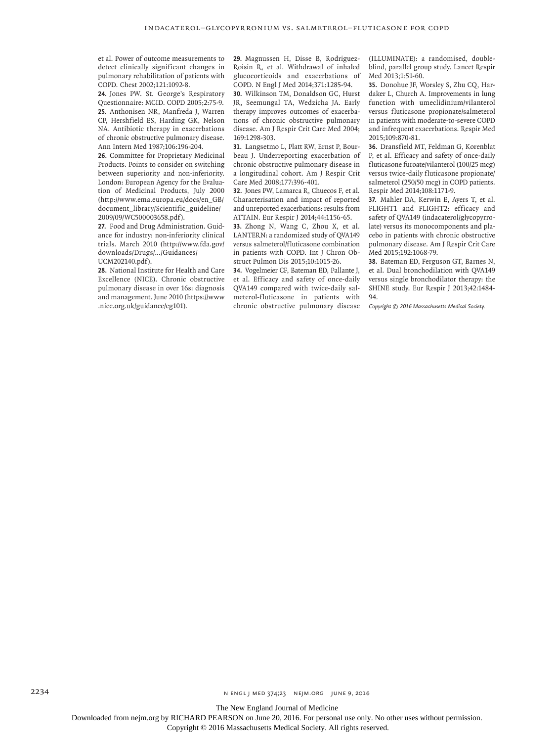et al. Power of outcome measurements to detect clinically significant changes in pulmonary rehabilitation of patients with COPD. Chest 2002;121:1092-8.

**24.** Jones PW. St. George's Respiratory Questionnaire: MCID. COPD 2005;2:75-9.

**25.** Anthonisen NR, Manfreda J, Warren CP, Hershfield ES, Harding GK, Nelson NA. Antibiotic therapy in exacerbations of chronic obstructive pulmonary disease. Ann Intern Med 1987;106:196-204.

**26.** Committee for Proprietary Medicinal Products. Points to consider on switching between superiority and non-inferiority. London: European Agency for the Evaluation of Medicinal Products, July 2000 (http://www.ema.europa.eu/docs/en_GB/document_library/Scientific_guideline/2009/09/WC500003658.pdf).

**27.** Food and Drug Administration. Guidance for industry: non-inferiority clinical trials. March 2010 (http://www.fda.gov/downloads/Drugs/.../Guidances/UCM202140.pdf).

**28.** National Institute for Health and Care Excellence (NICE). Chronic obstructive pulmonary disease in over 16s: diagnosis and management. June 2010 (https://www.nice.org.uk/guidance/cg101).

**29.** Magnussen H, Disse B, Rodriguez-Roisin R, et al. Withdrawal of inhaled glucocorticoids and exacerbations of COPD. N Engl J Med 2014;371:1285-94.

**30.** Wilkinson TM, Donaldson GC, Hurst JR, Seemungal TA, Wedzicha JA. Early therapy improves outcomes of exacerbations of chronic obstructive pulmonary disease. Am J Respir Crit Care Med 2004;169:1298-303.

**31.** Langsetmo L, Platt RW, Ernst P, Bourbeau J. Underreporting exacerbation of chronic obstructive pulmonary disease in a longitudinal cohort. Am J Respir Crit Care Med 2008;177:396-401.

**32.** Jones PW, Lamarca R, Chuecos F, et al. Characterisation and impact of reported and unreported exacerbations: results from ATTAIN. Eur Respir J 2014;44:1156-65.

**33.** Zhong N, Wang C, Zhou X, et al. LANTERN: a randomized study of QVA149 versus salmeterol/fluticasone combination in patients with COPD. Int J Chron Obstruct Pulmon Dis 2015;10:1015-26.

**34.** Vogelmeier CF, Bateman ED, Pallante J, et al. Efficacy and safety of once-daily QVA149 compared with twice-daily salmeterol-fluticasone in patients with chronic obstructive pulmonary disease (ILLUMINATE): a randomised, double-blind, parallel group study. Lancet Respir Med 2013;1:51-60.

**35.** Donohue JF, Worsley S, Zhu CQ, Hardaker L, Church A. Improvements in lung function with umeclidinium/vilanterol versus fluticasone propionate/salmeterol in patients with moderate-to-severe COPD and infrequent exacerbations. Respir Med 2015;109:870-81.

**36.** Dransfield MT, Feldman G, Korenblat P, et al. Efficacy and safety of once-daily fluticasone furoate/vilanterol (100/25 mcg) versus twice-daily fluticasone propionate/salmeterol (250/50 mcg) in COPD patients. Respir Med 2014;108:1171-9.

**37.** Mahler DA, Kerwin E, Ayers T, et al. FLIGHT1 and FLIGHT2: efficacy and safety of QVA149 (indacaterol/glycopyrrolate) versus its monocomponents and placebo in patients with chronic obstructive pulmonary disease. Am J Respir Crit Care Med 2015;192:1068-79.

**38.** Bateman ED, Ferguson GT, Barnes N, et al. Dual bronchodilation with QVA149 versus single bronchodilator therapy: the SHINE study. Eur Respir J 2013;42:1484-94.

*Copyright © 2016 Massachusetts Medical Society.*